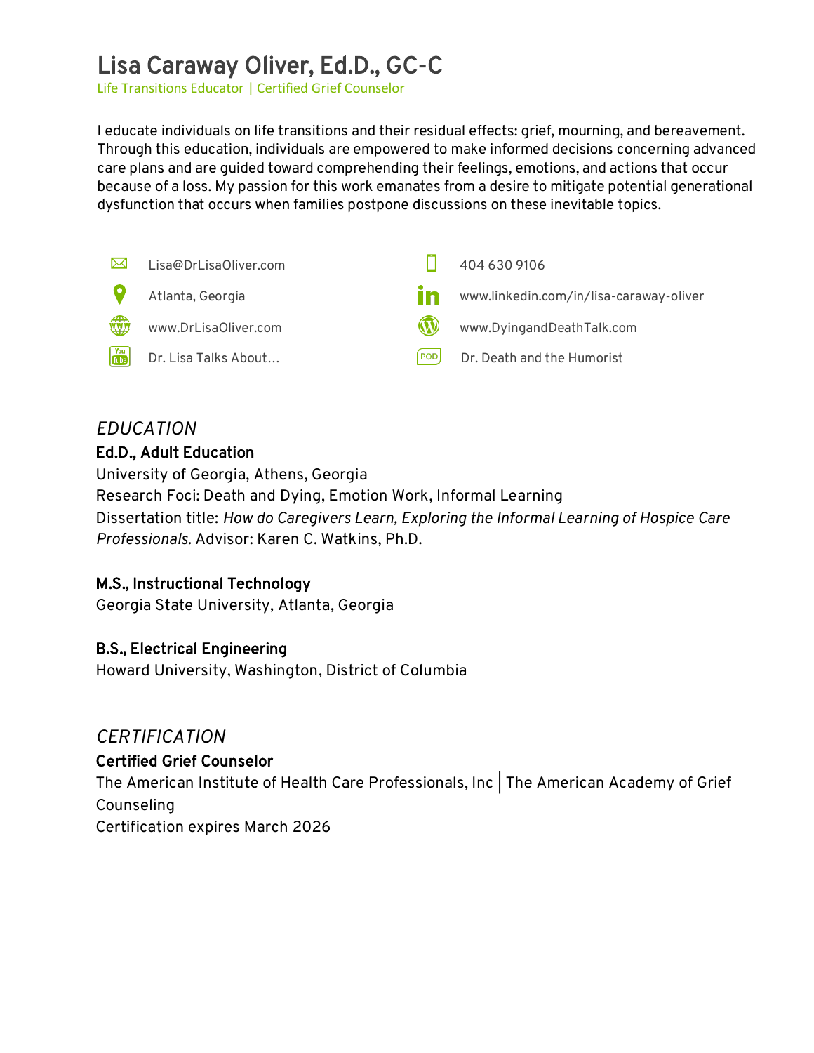# Lisa Caraway Oliver, Ed.D., GC-C

Life Transitions Educator | Certified Grief Counselor

I educate individuals on life transitions and their residual effects: grief, mourning, and bereavement. Through this education, individuals are empowered to make informed decisions concerning advanced care plans and are guided toward comprehending their feelings, emotions, and actions that occur because of a loss. My passion for this work emanates from a desire to mitigate potential generational dysfunction that occurs when families postpone discussions on these inevitable topics.

- Lisa@DrLisaOliver.com
- 404 630 9106
- Atlanta, Georgia
- www.linkedin.com/in/lisa-caraway-oliver
- www.DrLisaOliver.com
- www.DyingandDeathTalk.com
- Dr. Lisa Talks About…
- Dr. Death and the Humorist

## *EDUCATION*

**Ed.D., Adult Education**
University of Georgia, Athens, Georgia
Research Foci: Death and Dying, Emotion Work, Informal Learning
Dissertation title: *How do Caregivers Learn, Exploring the Informal Learning of Hospice Care Professionals.* Advisor: Karen C. Watkins, Ph.D.

**M.S., Instructional Technology**
Georgia State University, Atlanta, Georgia

**B.S., Electrical Engineering**
Howard University, Washington, District of Columbia

## *CERTIFICATION*

**Certified Grief Counselor**
The American Institute of Health Care Professionals, Inc | The American Academy of Grief Counseling
Certification expires March 2026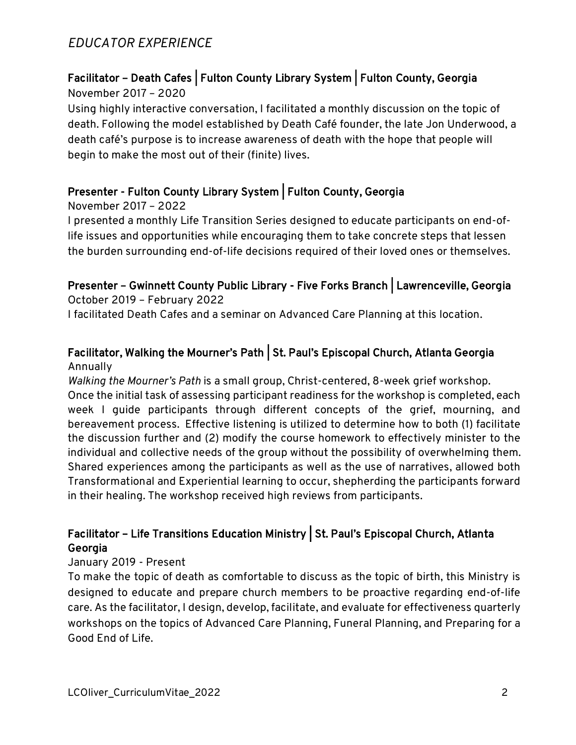## *EDUCATOR EXPERIENCE*

**Facilitator – Death Cafes | Fulton County Library System | Fulton County, Georgia**
November 2017 – 2020
Using highly interactive conversation, I facilitated a monthly discussion on the topic of death. Following the model established by Death Café founder, the late Jon Underwood, a death café's purpose is to increase awareness of death with the hope that people will begin to make the most out of their (finite) lives.

**Presenter - Fulton County Library System | Fulton County, Georgia**
November 2017 – 2022
I presented a monthly Life Transition Series designed to educate participants on end-of-life issues and opportunities while encouraging them to take concrete steps that lessen the burden surrounding end-of-life decisions required of their loved ones or themselves.

**Presenter – Gwinnett County Public Library - Five Forks Branch | Lawrenceville, Georgia**
October 2019 – February 2022
I facilitated Death Cafes and a seminar on Advanced Care Planning at this location.

**Facilitator, Walking the Mourner's Path | St. Paul's Episcopal Church, Atlanta Georgia**
Annually
*Walking the Mourner's Path* is a small group, Christ-centered, 8-week grief workshop. Once the initial task of assessing participant readiness for the workshop is completed, each week I guide participants through different concepts of the grief, mourning, and bereavement process. Effective listening is utilized to determine how to both (1) facilitate the discussion further and (2) modify the course homework to effectively minister to the individual and collective needs of the group without the possibility of overwhelming them. Shared experiences among the participants as well as the use of narratives, allowed both Transformational and Experiential learning to occur, shepherding the participants forward in their healing. The workshop received high reviews from participants.

**Facilitator – Life Transitions Education Ministry | St. Paul's Episcopal Church, Atlanta Georgia**
January 2019 - Present
To make the topic of death as comfortable to discuss as the topic of birth, this Ministry is designed to educate and prepare church members to be proactive regarding end-of-life care. As the facilitator, I design, develop, facilitate, and evaluate for effectiveness quarterly workshops on the topics of Advanced Care Planning, Funeral Planning, and Preparing for a Good End of Life.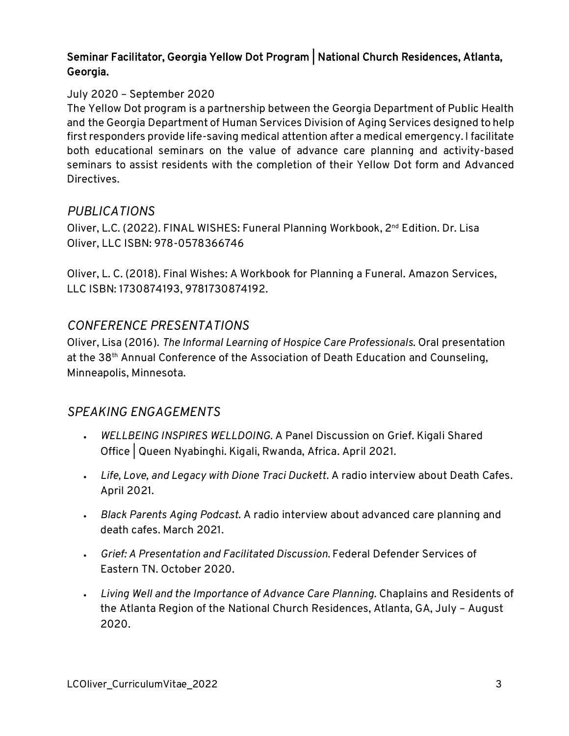**Seminar Facilitator, Georgia Yellow Dot Program │ National Church Residences, Atlanta, Georgia.**

July 2020 – September 2020

The Yellow Dot program is a partnership between the Georgia Department of Public Health and the Georgia Department of Human Services Division of Aging Services designed to help first responders provide life-saving medical attention after a medical emergency. I facilitate both educational seminars on the value of advance care planning and activity-based seminars to assist residents with the completion of their Yellow Dot form and Advanced Directives.

## *PUBLICATIONS*

Oliver, L.C. (2022). FINAL WISHES: Funeral Planning Workbook, 2nd Edition. Dr. Lisa Oliver, LLC ISBN: 978-0578366746

Oliver, L. C. (2018). Final Wishes: A Workbook for Planning a Funeral. Amazon Services, LLC ISBN: 1730874193, 9781730874192.

## *CONFERENCE PRESENTATIONS*

Oliver, Lisa (2016). *The Informal Learning of Hospice Care Professionals.* Oral presentation at the 38th Annual Conference of the Association of Death Education and Counseling, Minneapolis, Minnesota.

## *SPEAKING ENGAGEMENTS*

- *WELLBEING INSPIRES WELLDOING.* A Panel Discussion on Grief. Kigali Shared Office │ Queen Nyabinghi. Kigali, Rwanda, Africa. April 2021.
- *Life, Love, and Legacy with Dione Traci Duckett.* A radio interview about Death Cafes. April 2021.
- *Black Parents Aging Podcast.* A radio interview about advanced care planning and death cafes. March 2021.
- *Grief: A Presentation and Facilitated Discussion.* Federal Defender Services of Eastern TN. October 2020.
- *Living Well and the Importance of Advance Care Planning.* Chaplains and Residents of the Atlanta Region of the National Church Residences, Atlanta, GA, July – August 2020.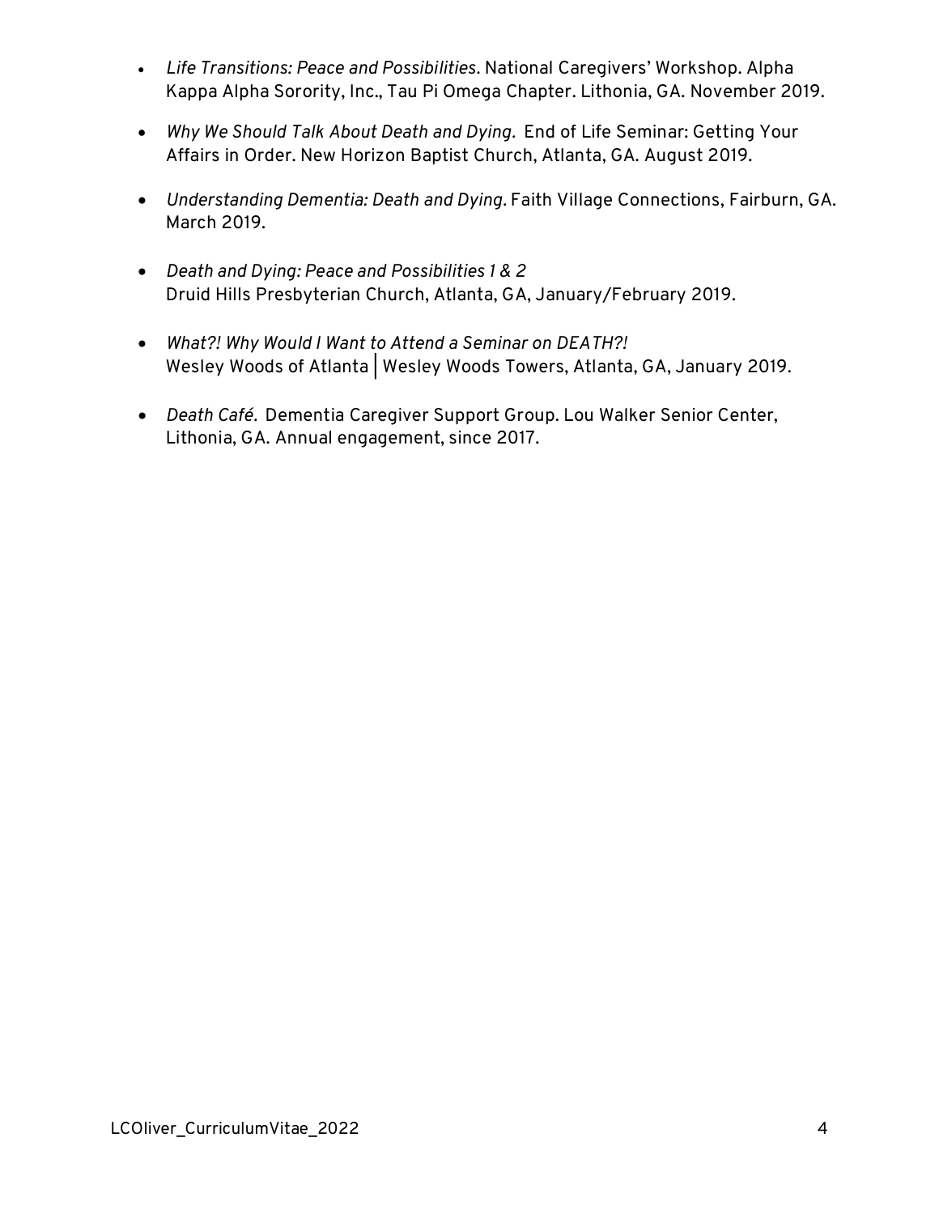- *Life Transitions: Peace and Possibilities.* National Caregivers' Workshop. Alpha Kappa Alpha Sorority, Inc., Tau Pi Omega Chapter. Lithonia, GA. November 2019.

- *Why We Should Talk About Death and Dying.* End of Life Seminar: Getting Your Affairs in Order. New Horizon Baptist Church, Atlanta, GA. August 2019.

- *Understanding Dementia: Death and Dying.* Faith Village Connections, Fairburn, GA. March 2019.

- *Death and Dying: Peace and Possibilities 1 & 2*
  Druid Hills Presbyterian Church, Atlanta, GA, January/February 2019.

- *What?! Why Would I Want to Attend a Seminar on DEATH?!*
  Wesley Woods of Atlanta | Wesley Woods Towers, Atlanta, GA, January 2019.

- *Death Café.* Dementia Caregiver Support Group. Lou Walker Senior Center, Lithonia, GA. Annual engagement, since 2017.